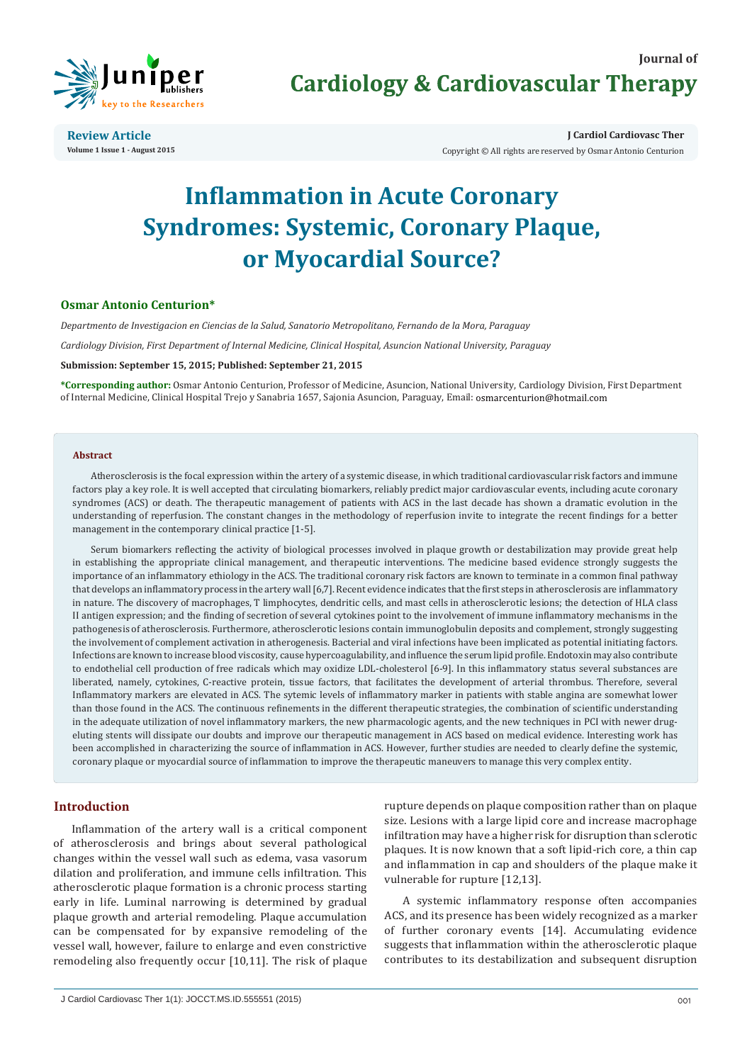Review Article
Volume 1 Issue 1 - August 2015

Copyright © All rights are reserved by Osmar Antonio Centurion

# Inflammation in Acute Coronary Syndromes: Systemic, Coronary Plaque, or Myocardial Source?

**Osmar Antonio Centurion***

*Departmento de Investigacion en Ciencias de la Salud, Sanatorio Metropolitano, Fernando de la Mora, Paraguay*

*Cardiology Division, First Department of Internal Medicine, Clinical Hospital, Asuncion National University, Paraguay*

**Submission: September 15, 2015; Published: September 21, 2015**

**\*Corresponding author:** Osmar Antonio Centurion, Professor of Medicine, Asuncion, National University, Cardiology Division, First Department of Internal Medicine, Clinical Hospital Trejo y Sanabria 1657, Sajonia Asuncion, Paraguay, Email: osmarcenturion@hotmail.com

## Abstract

Atherosclerosis is the focal expression within the artery of a systemic disease, in which traditional cardiovascular risk factors and immune factors play a key role. It is well accepted that circulating biomarkers, reliably predict major cardiovascular events, including acute coronary syndromes (ACS) or death. The therapeutic management of patients with ACS in the last decade has shown a dramatic evolution in the understanding of reperfusion. The constant changes in the methodology of reperfusion invite to integrate the recent findings for a better management in the contemporary clinical practice [1-5].

Serum biomarkers reflecting the activity of biological processes involved in plaque growth or destabilization may provide great help in establishing the appropriate clinical management, and therapeutic interventions. The medicine based evidence strongly suggests the importance of an inflammatory etiology in the ACS. The traditional coronary risk factors are known to terminate in a common final pathway that develops an inflammatory process in the artery wall [6,7]. Recent evidence indicates that the first steps in atherosclerosis are inflammatory in nature. The discovery of macrophages, T limphocytes, dendritic cells, and mast cells in atherosclerotic lesions; the detection of HLA class II antigen expression; and the finding of secretion of several cytokines point to the involvement of immune inflammatory mechanisms in the pathogenesis of atherosclerosis. Furthermore, atherosclerotic lesions contain immunoglobulin deposits and complement, strongly suggesting the involvement of complement activation in atherogenesis. Bacterial and viral infections have been implicated as potential initiating factors. Infections are known to increase blood viscosity, cause hypercoagulability, and influence the serum lipid profile. Endotoxin may also contribute to endothelial cell production of free radicals which may oxidize LDL-cholesterol [6-9]. In this inflammatory status several substances are liberated, namely, cytokines, C-reactive protein, tissue factors, that facilitates the development of arterial thrombus. Therefore, several Inflammatory markers are elevated in ACS. The sytemic levels of inflammatory marker in patients with stable angina are somewhat lower than those found in the ACS. The continuous refinements in the different therapeutic strategies, the combination of scientific understanding in the adequate utilization of novel inflammatory markers, the new pharmacologic agents, and the new techniques in PCI with newer drug-eluting stents will dissipate our doubts and improve our therapeutic management in ACS based on medical evidence. Interesting work has been accomplished in characterizing the source of inflammation in ACS. However, further studies are needed to clearly define the systemic, coronary plaque or myocardial source of inflammation to improve the therapeutic maneuvers to manage this very complex entity.

## Introduction

Inflammation of the artery wall is a critical component of atherosclerosis and brings about several pathological changes within the vessel wall such as edema, vasa vasorum dilation and proliferation, and immune cells infiltration. This atherosclerotic plaque formation is a chronic process starting early in life. Luminal narrowing is determined by gradual plaque growth and arterial remodeling. Plaque accumulation can be compensated for by expansive remodeling of the vessel wall, however, failure to enlarge and even constrictive remodeling also frequently occur [10,11]. The risk of plaque rupture depends on plaque composition rather than on plaque size. Lesions with a large lipid core and increase macrophage infiltration may have a higher risk for disruption than sclerotic plaques. It is now known that a soft lipid-rich core, a thin cap and inflammation in cap and shoulders of the plaque make it vulnerable for rupture [12,13].

A systemic inflammatory response often accompanies ACS, and its presence has been widely recognized as a marker of further coronary events [14]. Accumulating evidence suggests that inflammation within the atherosclerotic plaque contributes to its destabilization and subsequent disruption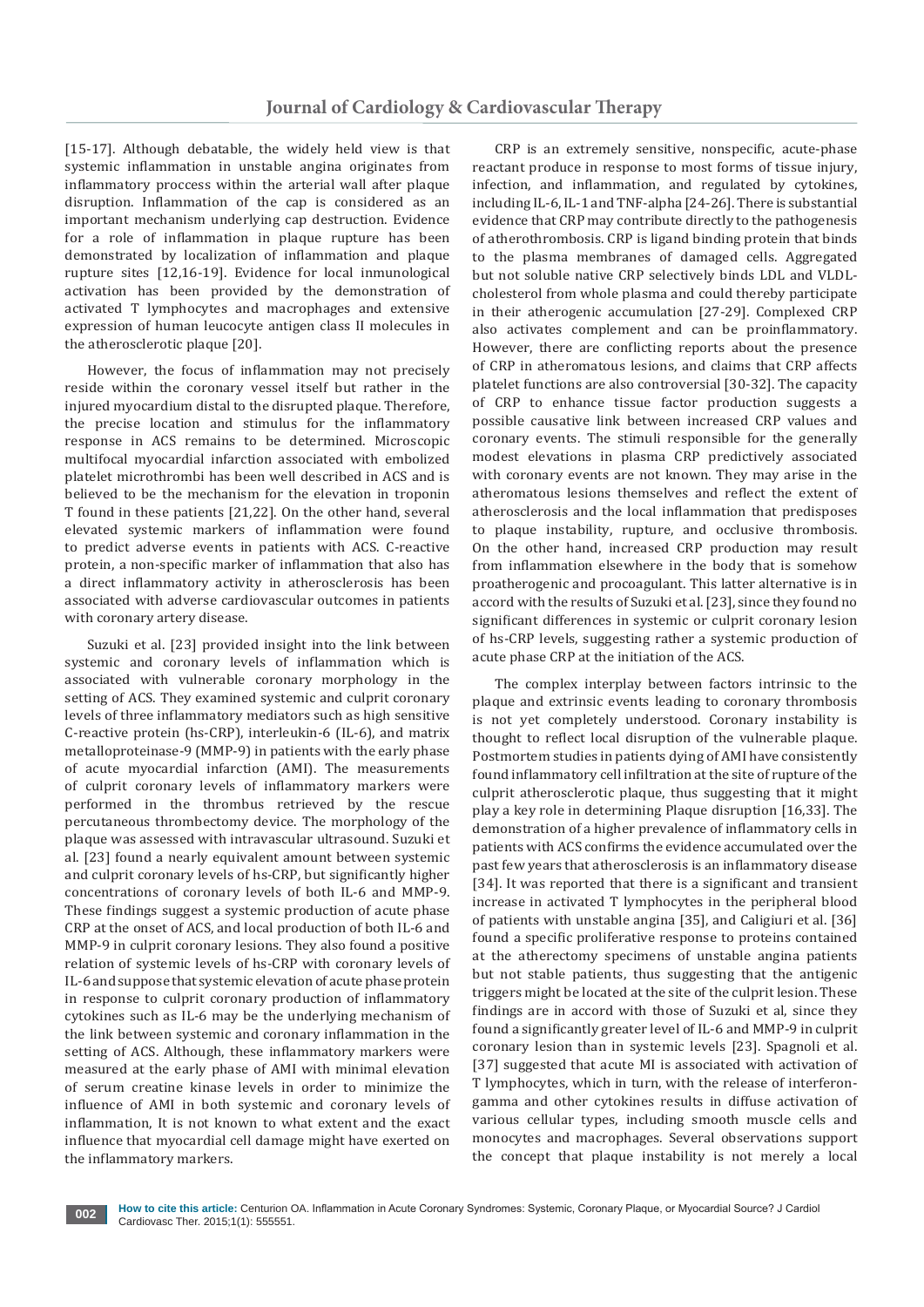[15-17]. Although debatable, the widely held view is that systemic inflammation in unstable angina originates from inflammatory proccess within the arterial wall after plaque disruption. Inflammation of the cap is considered as an important mechanism underlying cap destruction. Evidence for a role of inflammation in plaque rupture has been demonstrated by localization of inflammation and plaque rupture sites [12,16-19]. Evidence for local inmunological activation has been provided by the demonstration of activated T lymphocytes and macrophages and extensive expression of human leucocyte antigen class II molecules in the atherosclerotic plaque [20].

However, the focus of inflammation may not precisely reside within the coronary vessel itself but rather in the injured myocardium distal to the disrupted plaque. Therefore, the precise location and stimulus for the inflammatory response in ACS remains to be determined. Microscopic multifocal myocardial infarction associated with embolized platelet microthrombi has been well described in ACS and is believed to be the mechanism for the elevation in troponin T found in these patients [21,22]. On the other hand, several elevated systemic markers of inflammation were found to predict adverse events in patients with ACS. C-reactive protein, a non-specific marker of inflammation that also has a direct inflammatory activity in atherosclerosis has been associated with adverse cardiovascular outcomes in patients with coronary artery disease.

Suzuki et al. [23] provided insight into the link between systemic and coronary levels of inflammation which is associated with vulnerable coronary morphology in the setting of ACS. They examined systemic and culprit coronary levels of three inflammatory mediators such as high sensitive C-reactive protein (hs-CRP), interleukin-6 (IL-6), and matrix metalloproteinase-9 (MMP-9) in patients with the early phase of acute myocardial infarction (AMI). The measurements of culprit coronary levels of inflammatory markers were performed in the thrombus retrieved by the rescue percutaneous thrombectomy device. The morphology of the plaque was assessed with intravascular ultrasound. Suzuki et al. [23] found a nearly equivalent amount between systemic and culprit coronary levels of hs-CRP, but significantly higher concentrations of coronary levels of both IL-6 and MMP-9. These findings suggest a systemic production of acute phase CRP at the onset of ACS, and local production of both IL-6 and MMP-9 in culprit coronary lesions. They also found a positive relation of systemic levels of hs-CRP with coronary levels of IL-6 and suppose that systemic elevation of acute phase protein in response to culprit coronary production of inflammatory cytokines such as IL-6 may be the underlying mechanism of the link between systemic and coronary inflammation in the setting of ACS. Although, these inflammatory markers were measured at the early phase of AMI with minimal elevation of serum creatine kinase levels in order to minimize the influence of AMI in both systemic and coronary levels of inflammation, It is not known to what extent and the exact influence that myocardial cell damage might have exerted on the inflammatory markers.

CRP is an extremely sensitive, nonspecific, acute-phase reactant produce in response to most forms of tissue injury, infection, and inflammation, and regulated by cytokines, including IL-6, IL-1 and TNF-alpha [24-26]. There is substantial evidence that CRP may contribute directly to the pathogenesis of atherothrombosis. CRP is ligand binding protein that binds to the plasma membranes of damaged cells. Aggregated but not soluble native CRP selectively binds LDL and VLDL-cholesterol from whole plasma and could thereby participate in their atherogenic accumulation [27-29]. Complexed CRP also activates complement and can be proinflammatory. However, there are conflicting reports about the presence of CRP in atheromatous lesions, and claims that CRP affects platelet functions are also controversial [30-32]. The capacity of CRP to enhance tissue factor production suggests a possible causative link between increased CRP values and coronary events. The stimuli responsible for the generally modest elevations in plasma CRP predictively associated with coronary events are not known. They may arise in the atheromatous lesions themselves and reflect the extent of atherosclerosis and the local inflammation that predisposes to plaque instability, rupture, and occlusive thrombosis. On the other hand, increased CRP production may result from inflammation elsewhere in the body that is somehow proatherogenic and procoagulant. This latter alternative is in accord with the results of Suzuki et al. [23], since they found no significant differences in systemic or culprit coronary lesion of hs-CRP levels, suggesting rather a systemic production of acute phase CRP at the initiation of the ACS.

The complex interplay between factors intrinsic to the plaque and extrinsic events leading to coronary thrombosis is not yet completely understood. Coronary instability is thought to reflect local disruption of the vulnerable plaque. Postmortem studies in patients dying of AMI have consistently found inflammatory cell infiltration at the site of rupture of the culprit atherosclerotic plaque, thus suggesting that it might play a key role in determining Plaque disruption [16,33]. The demonstration of a higher prevalence of inflammatory cells in patients with ACS confirms the evidence accumulated over the past few years that atherosclerosis is an inflammatory disease [34]. It was reported that there is a significant and transient increase in activated T lymphocytes in the peripheral blood of patients with unstable angina [35], and Caligiuri et al. [36] found a specific proliferative response to proteins contained at the atherectomy specimens of unstable angina patients but not stable patients, thus suggesting that the antigenic triggers might be located at the site of the culprit lesion. These findings are in accord with those of Suzuki et al, since they found a significantly greater level of IL-6 and MMP-9 in culprit coronary lesion than in systemic levels [23]. Spagnoli et al. [37] suggested that acute MI is associated with activation of T lymphocytes, which in turn, with the release of interferon-gamma and other cytokines results in diffuse activation of various cellular types, including smooth muscle cells and monocytes and macrophages. Several observations support the concept that plaque instability is not merely a local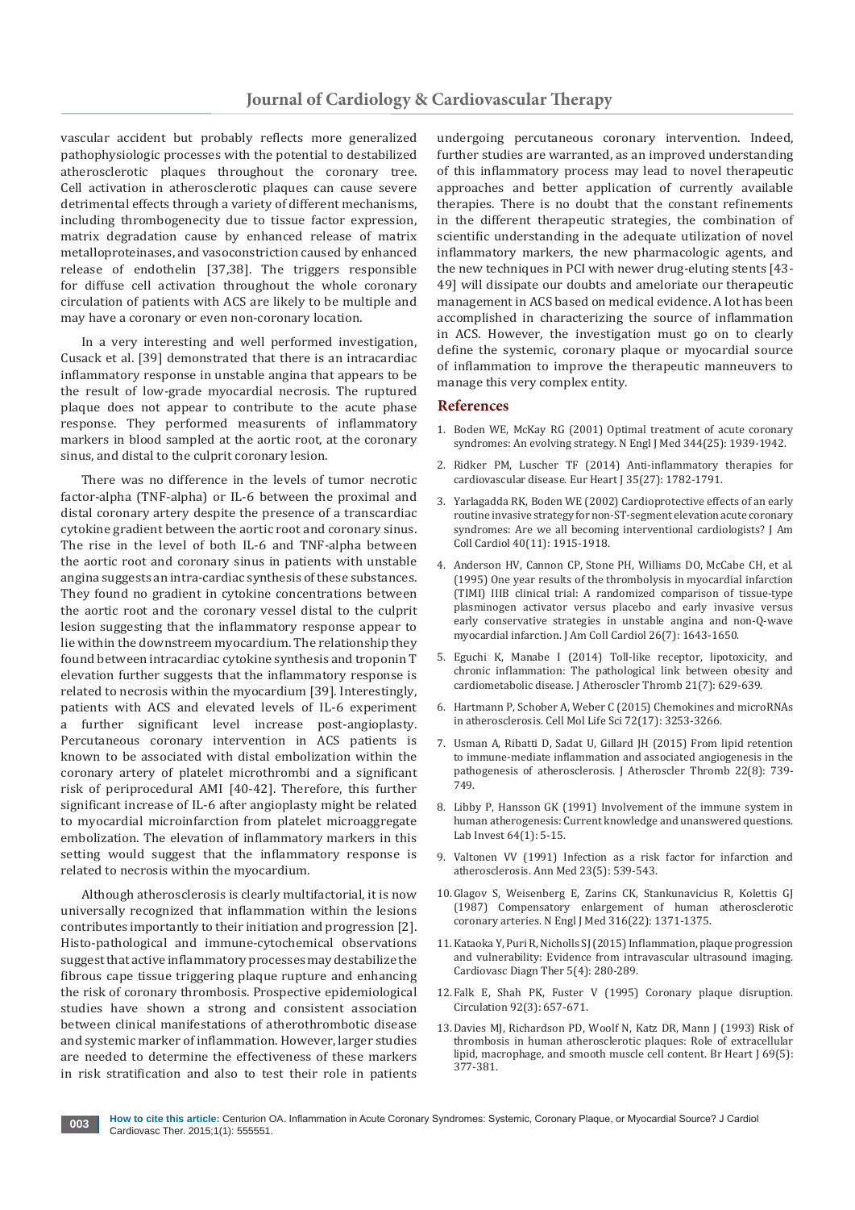vascular accident but probably reflects more generalized pathophysiologic processes with the potential to destabilized atherosclerotic plaques throughout the coronary tree. Cell activation in atherosclerotic plaques can cause severe detrimental effects through a variety of different mechanisms, including thrombogenecity due to tissue factor expression, matrix degradation cause by enhanced release of matrix metalloproteinases, and vasoconstriction caused by enhanced release of endothelin [37,38]. The triggers responsible for diffuse cell activation throughout the whole coronary circulation of patients with ACS are likely to be multiple and may have a coronary or even non-coronary location.

In a very interesting and well performed investigation, Cusack et al. [39] demonstrated that there is an intracardiac inflammatory response in unstable angina that appears to be the result of low-grade myocardial necrosis. The ruptured plaque does not appear to contribute to the acute phase response. They performed measurents of inflammatory markers in blood sampled at the aortic root, at the coronary sinus, and distal to the culprit coronary lesion.

There was no difference in the levels of tumor necrotic factor-alpha (TNF-alpha) or IL-6 between the proximal and distal coronary artery despite the presence of a transcardiac cytokine gradient between the aortic root and coronary sinus. The rise in the level of both IL-6 and TNF-alpha between the aortic root and coronary sinus in patients with unstable angina suggests an intra-cardiac synthesis of these substances. They found no gradient in cytokine concentrations between the aortic root and the coronary vessel distal to the culprit lesion suggesting that the inflammatory response appear to lie within the downstreem myocardium. The relationship they found between intracardiac cytokine synthesis and troponin T elevation further suggests that the inflammatory response is related to necrosis within the myocardium [39]. Interestingly, patients with ACS and elevated levels of IL-6 experiment a further significant level increase post-angioplasty. Percutaneous coronary intervention in ACS patients is known to be associated with distal embolization within the coronary artery of platelet microthrombi and a significant risk of periprocedural AMI [40-42]. Therefore, this further significant increase of IL-6 after angioplasty might be related to myocardial microinfarction from platelet microaggregate embolization. The elevation of inflammatory markers in this setting would suggest that the inflammatory response is related to necrosis within the myocardium.

Although atherosclerosis is clearly multifactorial, it is now universally recognized that inflammation within the lesions contributes importantly to their initiation and progression [2]. Histo-pathological and immune-cytochemical observations suggest that active inflammatory processes may destabilize the fibrous cape tissue triggering plaque rupture and enhancing the risk of coronary thrombosis. Prospective epidemiological studies have shown a strong and consistent association between clinical manifestations of atherothrombotic disease and systemic marker of inflammation. However, larger studies are needed to determine the effectiveness of these markers in risk stratification and also to test their role in patients undergoing percutaneous coronary intervention. Indeed, further studies are warranted, as an improved understanding of this inflammatory process may lead to novel therapeutic approaches and better application of currently available therapies. There is no doubt that the constant refinements in the different therapeutic strategies, the combination of scientific understanding in the adequate utilization of novel inflammatory markers, the new pharmacologic agents, and the new techniques in PCI with newer drug-eluting stents [43-49] will dissipate our doubts and ameloriate our therapeutic management in ACS based on medical evidence. A lot has been accomplished in characterizing the source of inflammation in ACS. However, the investigation must go on to clearly define the systemic, coronary plaque or myocardial source of inflammation to improve the therapeutic manneuvers to manage this very complex entity.

## References

1. Boden WE, McKay RG (2001) Optimal treatment of acute coronary syndromes: An evolving strategy. N Engl J Med 344(25): 1939-1942.
2. Ridker PM, Luscher TF (2014) Anti-inflammatory therapies for cardiovascular disease. Eur Heart J 35(27): 1782-1791.
3. Yarlagadda RK, Boden WE (2002) Cardioprotective effects of an early routine invasive strategy for non-ST-segment elevation acute coronary syndromes: Are we all becoming interventional cardiologists? J Am Coll Cardiol 40(11): 1915-1918.
4. Anderson HV, Cannon CP, Stone PH, Williams DO, McCabe CH, et al. (1995) One year results of the thrombolysis in myocardial infarction (TIMI) IIIB clinical trial: A randomized comparison of tissue-type plasminogen activator versus placebo and early invasive versus early conservative strategies in unstable angina and non-Q-wave myocardial infarction. J Am Coll Cardiol 26(7): 1643-1650.
5. Eguchi K, Manabe I (2014) Toll-like receptor, lipotoxicity, and chronic inflammation: The pathological link between obesity and cardiometabolic disease. J Atheroscler Thromb 21(7): 629-639.
6. Hartmann P, Schober A, Weber C (2015) Chemokines and microRNAs in atherosclerosis. Cell Mol Life Sci 72(17): 3253-3266.
7. Usman A, Ribatti D, Sadat U, Gillard JH (2015) From lipid retention to immune-mediate inflammation and associated angiogenesis in the pathogenesis of atherosclerosis. J Atheroscler Thromb 22(8): 739-749.
8. Libby P, Hansson GK (1991) Involvement of the immune system in human atherogenesis: Current knowledge and unanswered questions. Lab Invest 64(1): 5-15.
9. Valtonen VV (1991) Infection as a risk factor for infarction and atherosclerosis. Ann Med 23(5): 539-543.
10. Glagov S, Weisenberg E, Zarins CK, Stankunavicius R, Kolettis GJ (1987) Compensatory enlargement of human atherosclerotic coronary arteries. N Engl J Med 316(22): 1371-1375.
11. Kataoka Y, Puri R, Nicholls SJ (2015) Inflammation, plaque progression and vulnerability: Evidence from intravascular ultrasound imaging. Cardiovasc Diagn Ther 5(4): 280-289.
12. Falk E, Shah PK, Fuster V (1995) Coronary plaque disruption. Circulation 92(3): 657-671.
13. Davies MJ, Richardson PD, Woolf N, Katz DR, Mann J (1993) Risk of thrombosis in human atherosclerotic plaques: Role of extracellular lipid, macrophage, and smooth muscle cell content. Br Heart J 69(5): 377-381.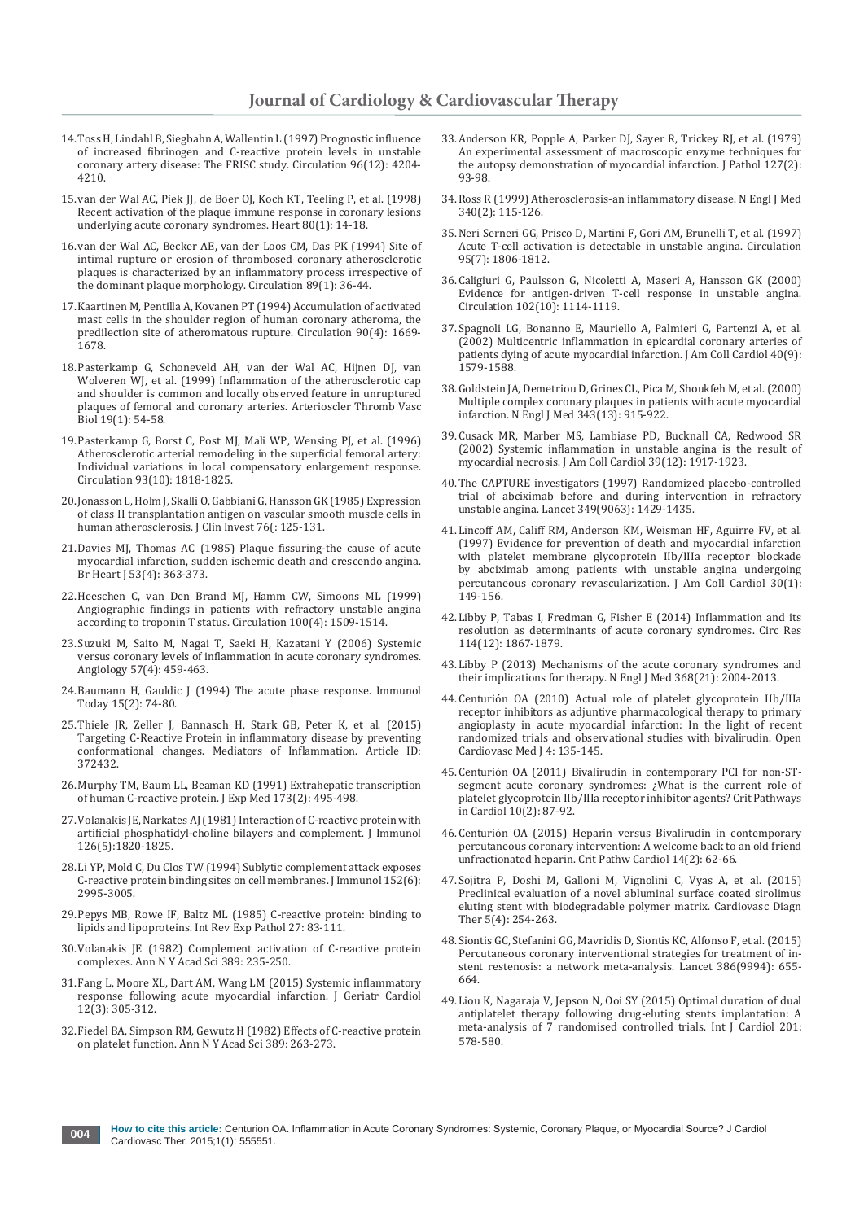14. Toss H, Lindahl B, Siegbahn A, Wallentin L (1997) Prognostic influence of increased fibrinogen and C-reactive protein levels in unstable coronary artery disease: The FRISC study. Circulation 96(12): 4204-4210.

15. van der Wal AC, Piek JJ, de Boer OJ, Koch KT, Teeling P, et al. (1998) Recent activation of the plaque immune response in coronary lesions underlying acute coronary syndromes. Heart 80(1): 14-18.

16. van der Wal AC, Becker AE, van der Loos CM, Das PK (1994) Site of intimal rupture or erosion of thrombosed coronary atherosclerotic plaques is characterized by an inflammatory process irrespective of the dominant plaque morphology. Circulation 89(1): 36-44.

17. Kaartinen M, Pentilla A, Kovanen PT (1994) Accumulation of activated mast cells in the shoulder region of human coronary atheroma, the predilection site of atheromatous rupture. Circulation 90(4): 1669-1678.

18. Pasterkamp G, Schoneveld AH, van der Wal AC, Hijnen DJ, van Wolveren WJ, et al. (1999) Inflammation of the atherosclerotic cap and shoulder is common and locally observed feature in unruptured plaques of femoral and coronary arteries. Arterioscler Thromb Vasc Biol 19(1): 54-58.

19. Pasterkamp G, Borst C, Post MJ, Mali WP, Wensing PJ, et al. (1996) Atherosclerotic arterial remodeling in the superficial femoral artery: Individual variations in local compensatory enlargement response. Circulation 93(10): 1818-1825.

20. Jonasson L, Holm J, Skalli O, Gabbiani G, Hansson GK (1985) Expression of class II transplantation antigen on vascular smooth muscle cells in human atherosclerosis. J Clin Invest 76(: 125-131.

21. Davies MJ, Thomas AC (1985) Plaque fissuring-the cause of acute myocardial infarction, sudden ischemic death and crescendo angina. Br Heart J 53(4): 363-373.

22. Heeschen C, van Den Brand MJ, Hamm CW, Simoons ML (1999) Angiographic findings in patients with refractory unstable angina according to troponin T status. Circulation 100(4): 1509-1514.

23. Suzuki M, Saito M, Nagai T, Saeki H, Kazatani Y (2006) Systemic versus coronary levels of inflammation in acute coronary syndromes. Angiology 57(4): 459-463.

24. Baumann H, Gauldic J (1994) The acute phase response. Immunol Today 15(2): 74-80.

25. Thiele JR, Zeller J, Bannasch H, Stark GB, Peter K, et al. (2015) Targeting C-Reactive Protein in inflammatory disease by preventing conformational changes. Mediators of Inflammation. Article ID: 372432.

26. Murphy TM, Baum LL, Beaman KD (1991) Extrahepatic transcription of human C-reactive protein. J Exp Med 173(2): 495-498.

27. Volanakis JE, Narkates AJ (1981) Interaction of C-reactive protein with artificial phosphatidyl-choline bilayers and complement. J Immunol 126(5):1820-1825.

28. Li YP, Mold C, Du Clos TW (1994) Sublytic complement attack exposes C-reactive protein binding sites on cell membranes. J Immunol 152(6): 2995-3005.

29. Pepys MB, Rowe IF, Baltz ML (1985) C-reactive protein: binding to lipids and lipoproteins. Int Rev Exp Pathol 27: 83-111.

30. Volanakis JE (1982) Complement activation of C-reactive protein complexes. Ann N Y Acad Sci 389: 235-250.

31. Fang L, Moore XL, Dart AM, Wang LM (2015) Systemic inflammatory response following acute myocardial infarction. J Geriatr Cardiol 12(3): 305-312.

32. Fiedel BA, Simpson RM, Gewutz H (1982) Effects of C-reactive protein on platelet function. Ann N Y Acad Sci 389: 263-273.

33. Anderson KR, Popple A, Parker DJ, Sayer R, Trickey RJ, et al. (1979) An experimental assessment of macroscopic enzyme techniques for the autopsy demonstration of myocardial infarction. J Pathol 127(2): 93-98.

34. Ross R (1999) Atherosclerosis-an inflammatory disease. N Engl J Med 340(2): 115-126.

35. Neri Serneri GG, Prisco D, Martini F, Gori AM, Brunelli T, et al. (1997) Acute T-cell activation is detectable in unstable angina. Circulation 95(7): 1806-1812.

36. Caligiuri G, Paulsson G, Nicoletti A, Maseri A, Hansson GK (2000) Evidence for antigen-driven T-cell response in unstable angina. Circulation 102(10): 1114-1119.

37. Spagnoli LG, Bonanno E, Mauriello A, Palmieri G, Partenzi A, et al. (2002) Multicentric inflammation in epicardial coronary arteries of patients dying of acute myocardial infarction. J Am Coll Cardiol 40(9): 1579-1588.

38. Goldstein JA, Demetriou D, Grines CL, Pica M, Shoukfeh M, et al. (2000) Multiple complex coronary plaques in patients with acute myocardial infarction. N Engl J Med 343(13): 915-922.

39. Cusack MR, Marber MS, Lambiase PD, Bucknall CA, Redwood SR (2002) Systemic inflammation in unstable angina is the result of myocardial necrosis. J Am Coll Cardiol 39(12): 1917-1923.

40. The CAPTURE investigators (1997) Randomized placebo-controlled trial of abciximab before and during intervention in refractory unstable angina. Lancet 349(9063): 1429-1435.

41. Lincoff AM, Califf RM, Anderson KM, Weisman HF, Aguirre FV, et al. (1997) Evidence for prevention of death and myocardial infarction with platelet membrane glycoprotein IIb/IIIa receptor blockade by abciximab among patients with unstable angina undergoing percutaneous coronary revascularization. J Am Coll Cardiol 30(1): 149-156.

42. Libby P, Tabas I, Fredman G, Fisher E (2014) Inflammation and its resolution as determinants of acute coronary syndromes. Circ Res 114(12): 1867-1879.

43. Libby P (2013) Mechanisms of the acute coronary syndromes and their implications for therapy. N Engl J Med 368(21): 2004-2013.

44. Centurión OA (2010) Actual role of platelet glycoprotein IIb/IIIa receptor inhibitors as adjuntive pharmacological therapy to primary angioplasty in acute myocardial infarction: In the light of recent randomized trials and observational studies with bivalirudin. Open Cardiovasc Med J 4: 135-145.

45. Centurión OA (2011) Bivalirudin in contemporary PCI for non-ST-segment acute coronary syndromes: ¿What is the current role of platelet glycoprotein IIb/IIIa receptor inhibitor agents? Crit Pathways in Cardiol 10(2): 87-92.

46. Centurión OA (2015) Heparin versus Bivalirudin in contemporary percutaneous coronary intervention: A welcome back to an old friend unfractionated heparin. Crit Pathw Cardiol 14(2): 62-66.

47. Sojitra P, Doshi M, Galloni M, Vignolini C, Vyas A, et al. (2015) Preclinical evaluation of a novel albuminal surface coated sirolimus eluting stent with biodegradable polymer matrix. Cardiovasc Diagn Ther 5(4): 254-263.

48. Siontis GC, Stefanini GG, Mavridis D, Siontis KC, Alfonso F, et al. (2015) Percutaneous coronary interventional strategies for treatment of in-stent restenosis: a network meta-analysis. Lancet 386(9994): 655-664.

49. Liou K, Nagaraja V, Jepson N, Ooi SY (2015) Optimal duration of dual antiplatelet therapy following drug-eluting stents implantation: A meta-analysis of 7 randomised controlled trials. Int J Cardiol 201: 578-580.

**How to cite this article:** Centurion OA. Inflammation in Acute Coronary Syndromes: Systemic, Coronary Plaque, or Myocardial Source? J Cardiol Cardiovasc Ther. 2015;1(1): 555551.